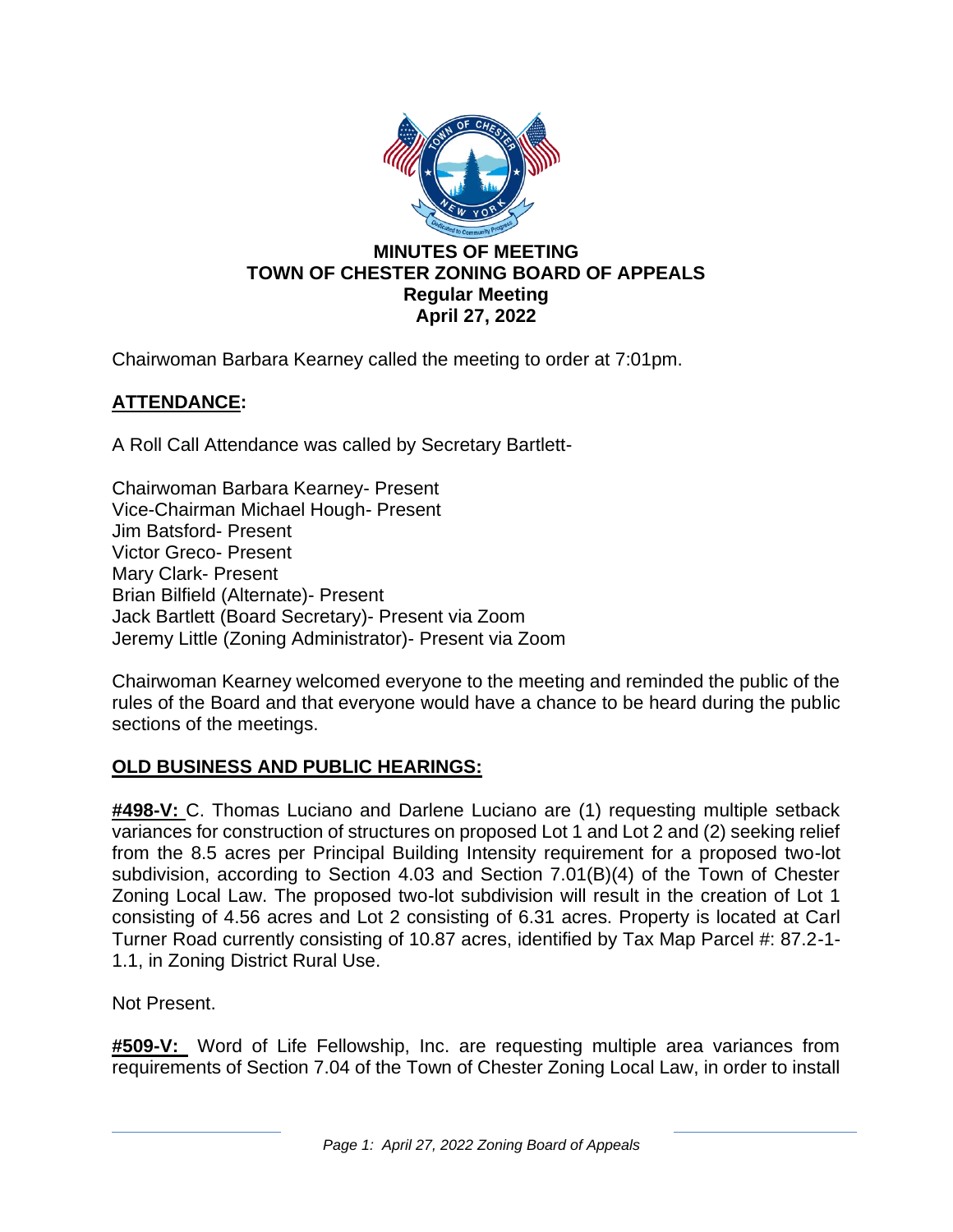**MINUTES OF MEETING**
**TOWN OF CHESTER ZONING BOARD OF APPEALS**
**Regular Meeting**
**April 27, 2022**

Chairwoman Barbara Kearney called the meeting to order at 7:01pm.

## ATTENDANCE:

A Roll Call Attendance was called by Secretary Bartlett-

Chairwoman Barbara Kearney- Present
Vice-Chairman Michael Hough- Present
Jim Batsford- Present
Victor Greco- Present
Mary Clark- Present
Brian Bilfield (Alternate)- Present
Jack Bartlett (Board Secretary)- Present via Zoom
Jeremy Little (Zoning Administrator)- Present via Zoom

Chairwoman Kearney welcomed everyone to the meeting and reminded the public of the rules of the Board and that everyone would have a chance to be heard during the public sections of the meetings.

## OLD BUSINESS AND PUBLIC HEARINGS:

**#498-V:** C. Thomas Luciano and Darlene Luciano are (1) requesting multiple setback variances for construction of structures on proposed Lot 1 and Lot 2 and (2) seeking relief from the 8.5 acres per Principal Building Intensity requirement for a proposed two-lot subdivision, according to Section 4.03 and Section 7.01(B)(4) of the Town of Chester Zoning Local Law. The proposed two-lot subdivision will result in the creation of Lot 1 consisting of 4.56 acres and Lot 2 consisting of 6.31 acres. Property is located at Carl Turner Road currently consisting of 10.87 acres, identified by Tax Map Parcel #: 87.2-1-1.1, in Zoning District Rural Use.

Not Present.

**#509-V:** Word of Life Fellowship, Inc. are requesting multiple area variances from requirements of Section 7.04 of the Town of Chester Zoning Local Law, in order to install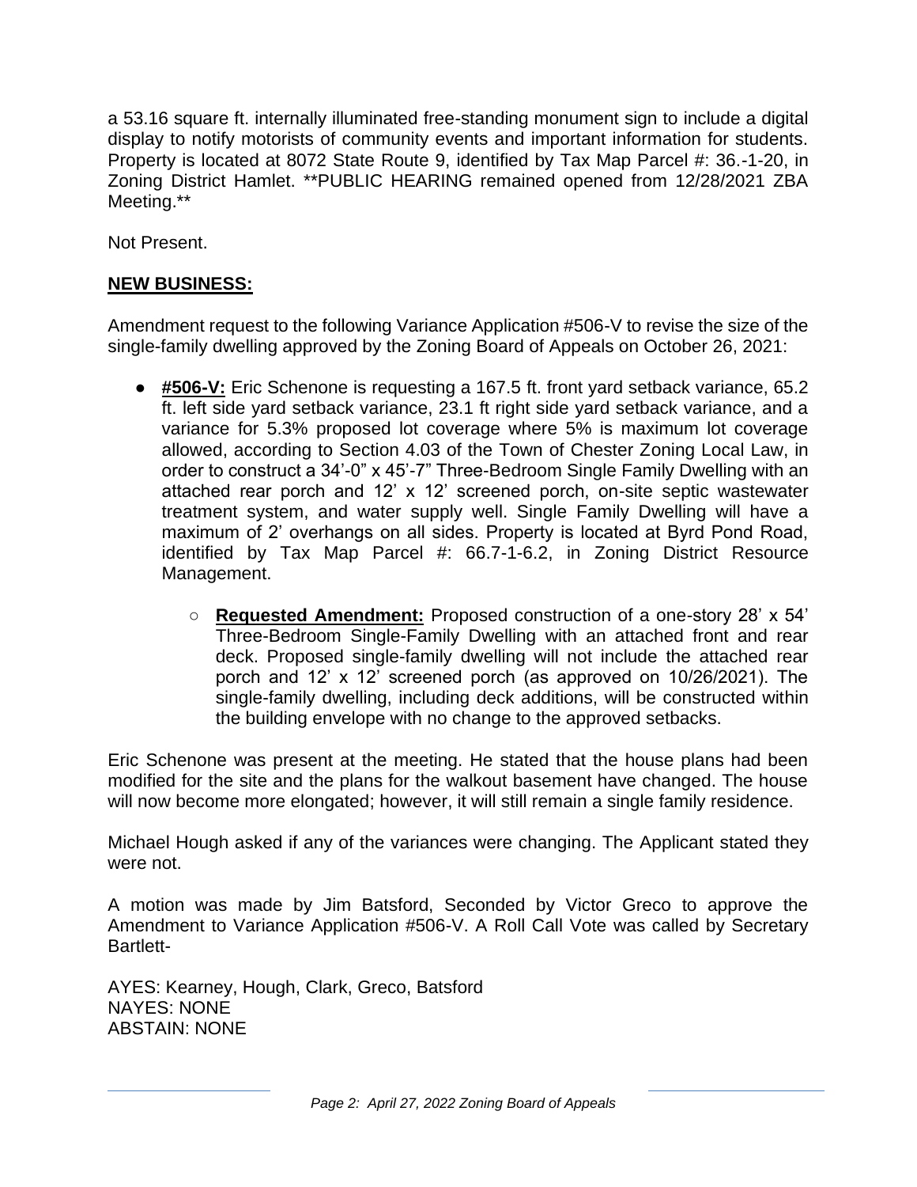a 53.16 square ft. internally illuminated free-standing monument sign to include a digital display to notify motorists of community events and important information for students. Property is located at 8072 State Route 9, identified by Tax Map Parcel #: 36.-1-20, in Zoning District Hamlet. **PUBLIC HEARING remained opened from 12/28/2021 ZBA Meeting.**

Not Present.

**NEW BUSINESS:**

Amendment request to the following Variance Application #506-V to revise the size of the single-family dwelling approved by the Zoning Board of Appeals on October 26, 2021:

- **#506-V:** Eric Schenone is requesting a 167.5 ft. front yard setback variance, 65.2 ft. left side yard setback variance, 23.1 ft right side yard setback variance, and a variance for 5.3% proposed lot coverage where 5% is maximum lot coverage allowed, according to Section 4.03 of the Town of Chester Zoning Local Law, in order to construct a 34'-0" x 45'-7" Three-Bedroom Single Family Dwelling with an attached rear porch and 12' x 12' screened porch, on-site septic wastewater treatment system, and water supply well. Single Family Dwelling will have a maximum of 2' overhangs on all sides. Property is located at Byrd Pond Road, identified by Tax Map Parcel #: 66.7-1-6.2, in Zoning District Resource Management.
    - **Requested Amendment:** Proposed construction of a one-story 28' x 54' Three-Bedroom Single-Family Dwelling with an attached front and rear deck. Proposed single-family dwelling will not include the attached rear porch and 12' x 12' screened porch (as approved on 10/26/2021). The single-family dwelling, including deck additions, will be constructed within the building envelope with no change to the approved setbacks.

Eric Schenone was present at the meeting. He stated that the house plans had been modified for the site and the plans for the walkout basement have changed. The house will now become more elongated; however, it will still remain a single family residence.

Michael Hough asked if any of the variances were changing. The Applicant stated they were not.

A motion was made by Jim Batsford, Seconded by Victor Greco to approve the Amendment to Variance Application #506-V. A Roll Call Vote was called by Secretary Bartlett-

AYES: Kearney, Hough, Clark, Greco, Batsford
NAYES: NONE
ABSTAIN: NONE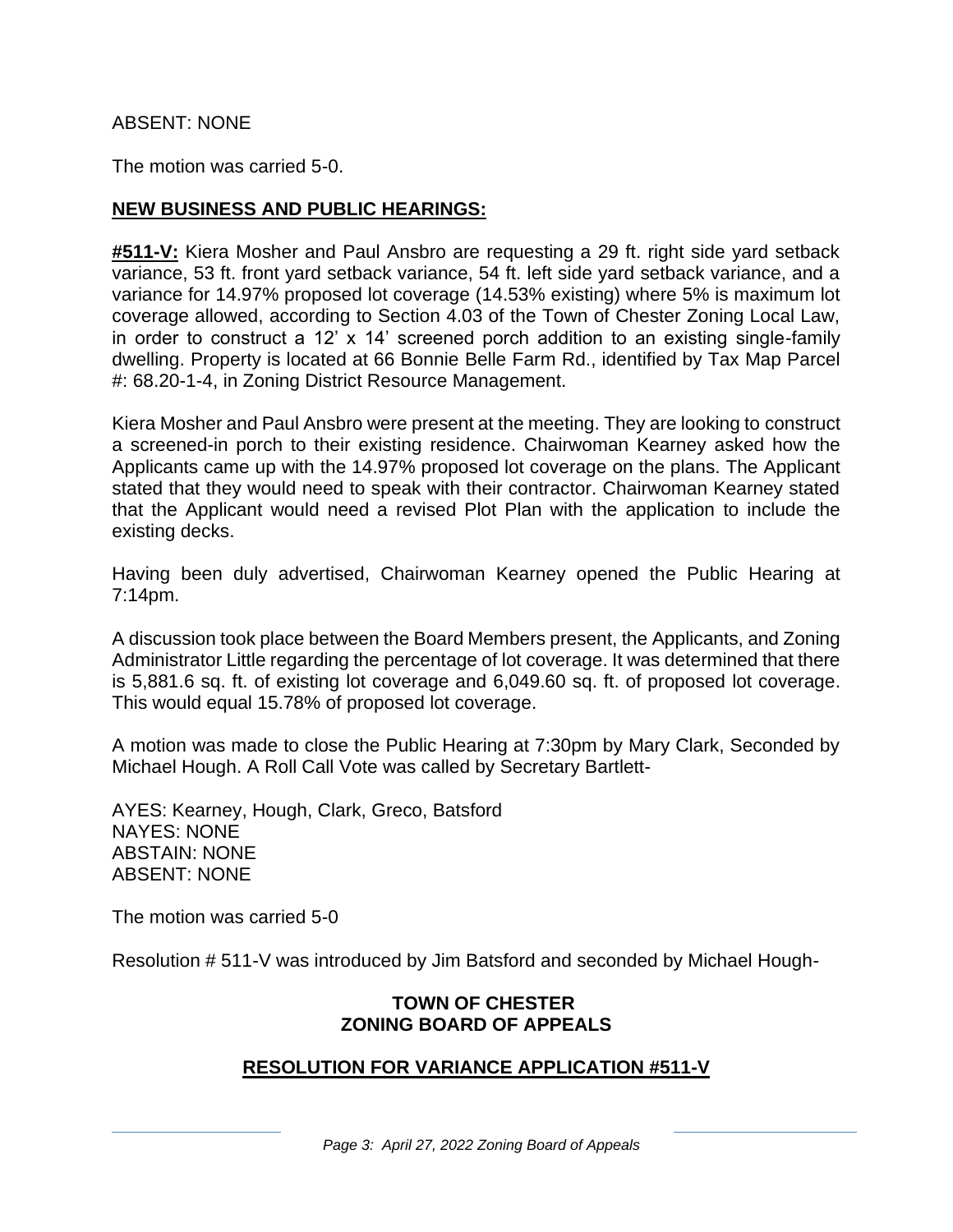ABSENT: NONE

The motion was carried 5-0.

## **NEW BUSINESS AND PUBLIC HEARINGS:**

**#511-V:** Kiera Mosher and Paul Ansbro are requesting a 29 ft. right side yard setback variance, 53 ft. front yard setback variance, 54 ft. left side yard setback variance, and a variance for 14.97% proposed lot coverage (14.53% existing) where 5% is maximum lot coverage allowed, according to Section 4.03 of the Town of Chester Zoning Local Law, in order to construct a 12' x 14' screened porch addition to an existing single-family dwelling. Property is located at 66 Bonnie Belle Farm Rd., identified by Tax Map Parcel #: 68.20-1-4, in Zoning District Resource Management.

Kiera Mosher and Paul Ansbro were present at the meeting. They are looking to construct a screened-in porch to their existing residence. Chairwoman Kearney asked how the Applicants came up with the 14.97% proposed lot coverage on the plans. The Applicant stated that they would need to speak with their contractor. Chairwoman Kearney stated that the Applicant would need a revised Plot Plan with the application to include the existing decks.

Having been duly advertised, Chairwoman Kearney opened the Public Hearing at 7:14pm.

A discussion took place between the Board Members present, the Applicants, and Zoning Administrator Little regarding the percentage of lot coverage. It was determined that there is 5,881.6 sq. ft. of existing lot coverage and 6,049.60 sq. ft. of proposed lot coverage. This would equal 15.78% of proposed lot coverage.

A motion was made to close the Public Hearing at 7:30pm by Mary Clark, Seconded by Michael Hough. A Roll Call Vote was called by Secretary Bartlett-

AYES: Kearney, Hough, Clark, Greco, Batsford
NAYES: NONE
ABSTAIN: NONE
ABSENT: NONE

The motion was carried 5-0

Resolution # 511-V was introduced by Jim Batsford and seconded by Michael Hough-

**TOWN OF CHESTER**
**ZONING BOARD OF APPEALS**

## **RESOLUTION FOR VARIANCE APPLICATION #511-V**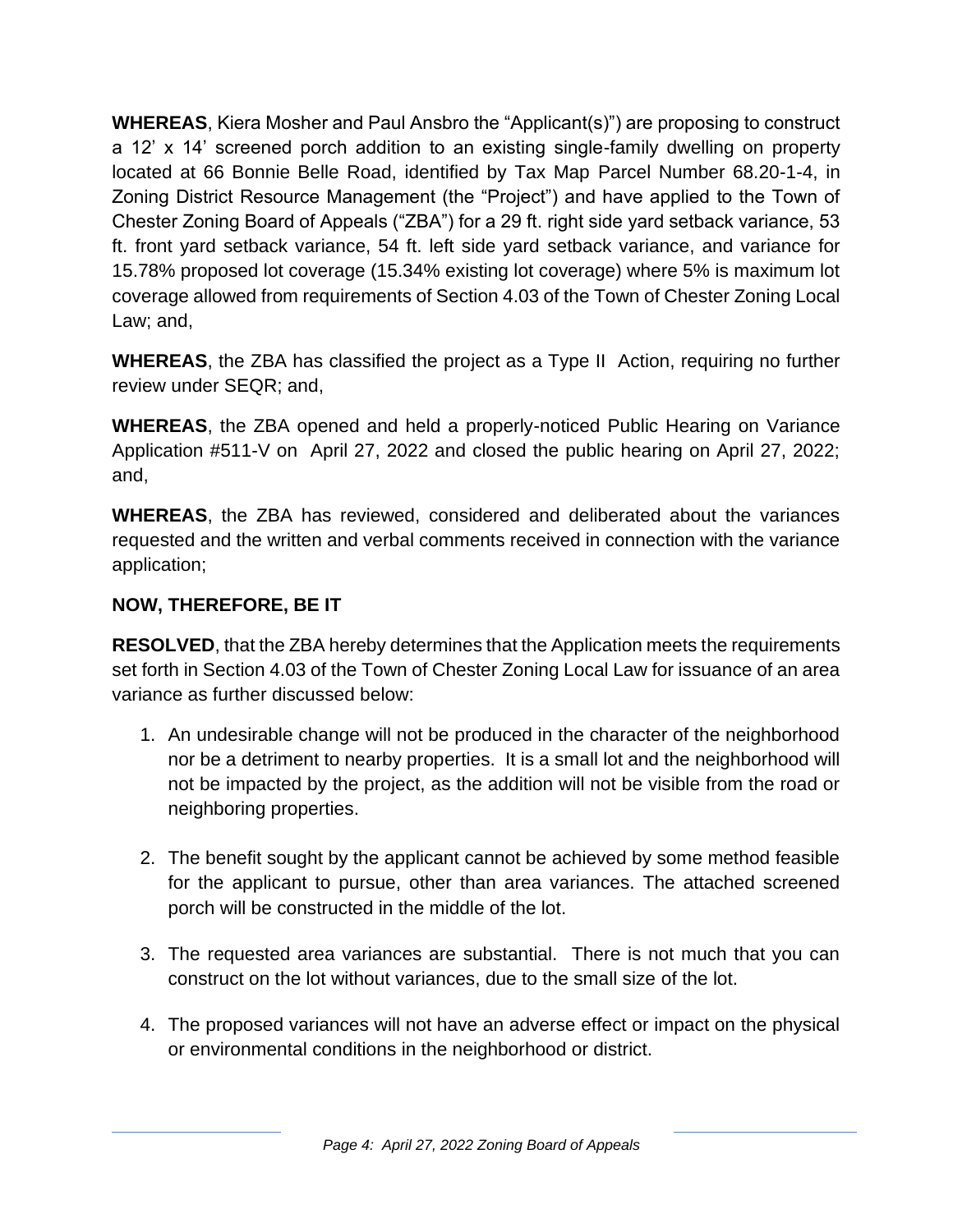**WHEREAS**, Kiera Mosher and Paul Ansbro the "Applicant(s)") are proposing to construct a 12' x 14' screened porch addition to an existing single-family dwelling on property located at 66 Bonnie Belle Road, identified by Tax Map Parcel Number 68.20-1-4, in Zoning District Resource Management (the "Project") and have applied to the Town of Chester Zoning Board of Appeals ("ZBA") for a 29 ft. right side yard setback variance, 53 ft. front yard setback variance, 54 ft. left side yard setback variance, and variance for 15.78% proposed lot coverage (15.34% existing lot coverage) where 5% is maximum lot coverage allowed from requirements of Section 4.03 of the Town of Chester Zoning Local Law; and,

**WHEREAS**, the ZBA has classified the project as a Type II Action, requiring no further review under SEQR; and,

**WHEREAS**, the ZBA opened and held a properly-noticed Public Hearing on Variance Application #511-V on April 27, 2022 and closed the public hearing on April 27, 2022; and,

**WHEREAS**, the ZBA has reviewed, considered and deliberated about the variances requested and the written and verbal comments received in connection with the variance application;

**NOW, THEREFORE, BE IT**

**RESOLVED**, that the ZBA hereby determines that the Application meets the requirements set forth in Section 4.03 of the Town of Chester Zoning Local Law for issuance of an area variance as further discussed below:

1. An undesirable change will not be produced in the character of the neighborhood nor be a detriment to nearby properties. It is a small lot and the neighborhood will not be impacted by the project, as the addition will not be visible from the road or neighboring properties.

2. The benefit sought by the applicant cannot be achieved by some method feasible for the applicant to pursue, other than area variances. The attached screened porch will be constructed in the middle of the lot.

3. The requested area variances are substantial. There is not much that you can construct on the lot without variances, due to the small size of the lot.

4. The proposed variances will not have an adverse effect or impact on the physical or environmental conditions in the neighborhood or district.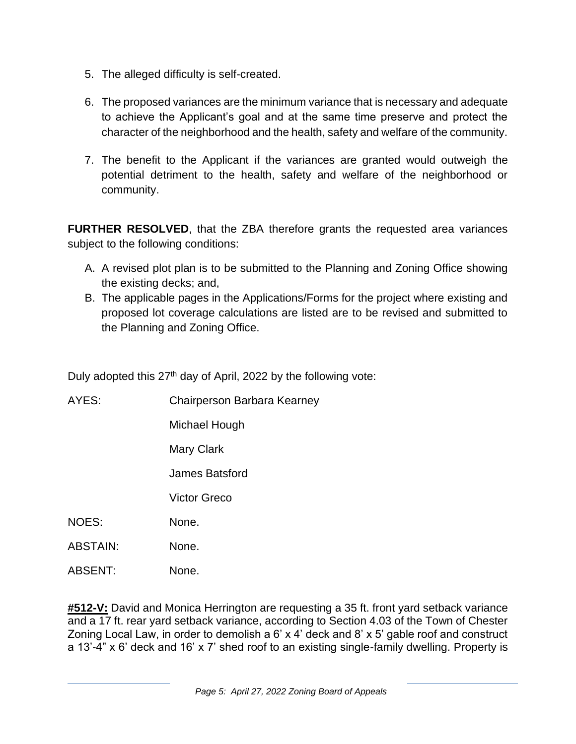5. The alleged difficulty is self-created.

6. The proposed variances are the minimum variance that is necessary and adequate to achieve the Applicant's goal and at the same time preserve and protect the character of the neighborhood and the health, safety and welfare of the community.

7. The benefit to the Applicant if the variances are granted would outweigh the potential detriment to the health, safety and welfare of the neighborhood or community.

**FURTHER RESOLVED**, that the ZBA therefore grants the requested area variances subject to the following conditions:

A. A revised plot plan is to be submitted to the Planning and Zoning Office showing the existing decks; and,
B. The applicable pages in the Applications/Forms for the project where existing and proposed lot coverage calculations are listed are to be revised and submitted to the Planning and Zoning Office.

Duly adopted this 27th day of April, 2022 by the following vote:

AYES: Chairperson Barbara Kearney
Michael Hough
Mary Clark
James Batsford
Victor Greco

NOES: None.

ABSTAIN: None.

ABSENT: None.

**#512-V:** David and Monica Herrington are requesting a 35 ft. front yard setback variance and a 17 ft. rear yard setback variance, according to Section 4.03 of the Town of Chester Zoning Local Law, in order to demolish a 6' x 4' deck and 8' x 5' gable roof and construct a 13'-4" x 6' deck and 16' x 7' shed roof to an existing single-family dwelling. Property is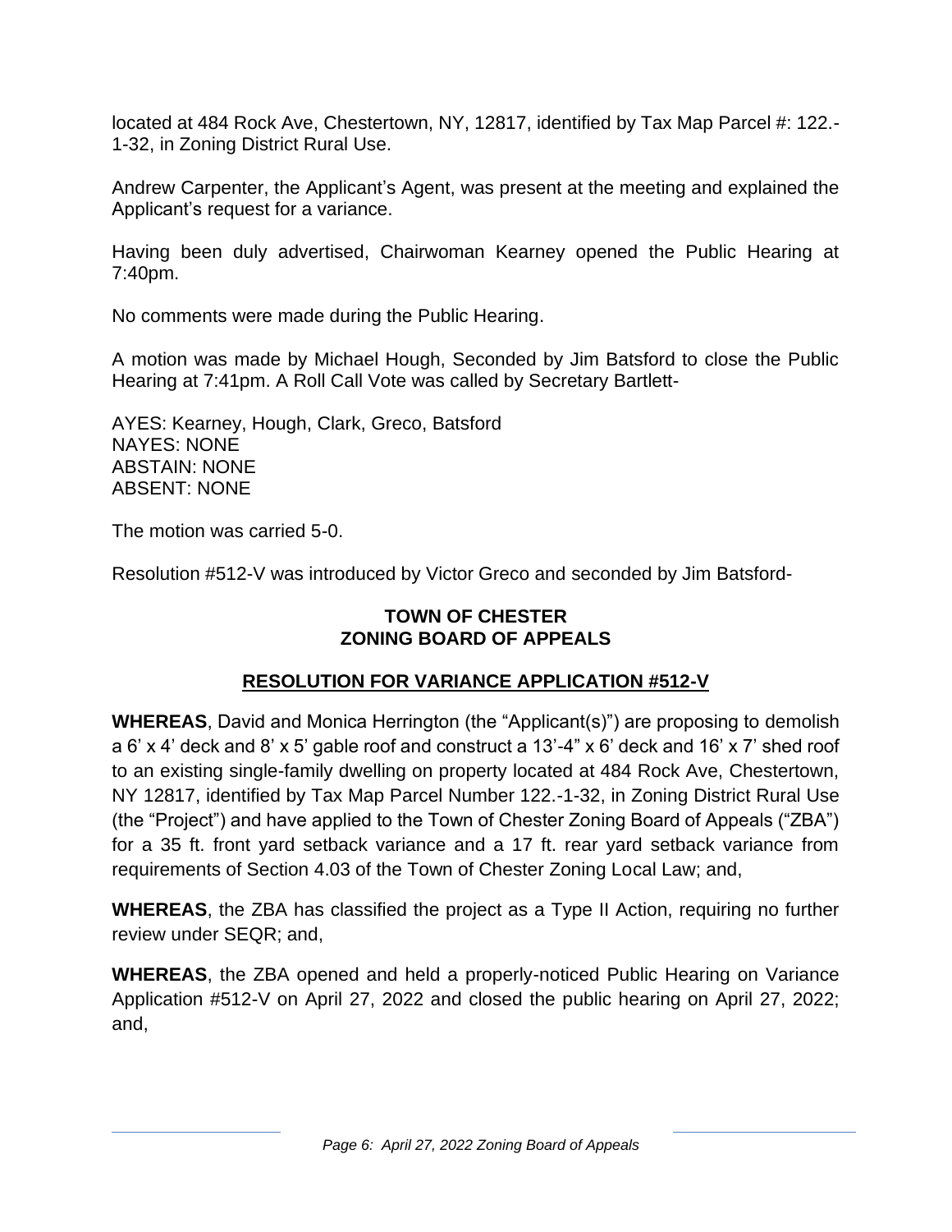located at 484 Rock Ave, Chestertown, NY, 12817, identified by Tax Map Parcel #: 122.-1-32, in Zoning District Rural Use.

Andrew Carpenter, the Applicant's Agent, was present at the meeting and explained the Applicant's request for a variance.

Having been duly advertised, Chairwoman Kearney opened the Public Hearing at 7:40pm.

No comments were made during the Public Hearing.

A motion was made by Michael Hough, Seconded by Jim Batsford to close the Public Hearing at 7:41pm. A Roll Call Vote was called by Secretary Bartlett-

AYES: Kearney, Hough, Clark, Greco, Batsford
NAYES: NONE
ABSTAIN: NONE
ABSENT: NONE

The motion was carried 5-0.

Resolution #512-V was introduced by Victor Greco and seconded by Jim Batsford-

**TOWN OF CHESTER**
**ZONING BOARD OF APPEALS**

**RESOLUTION FOR VARIANCE APPLICATION #512-V**

**WHEREAS**, David and Monica Herrington (the "Applicant(s)") are proposing to demolish a 6' x 4' deck and 8' x 5' gable roof and construct a 13'-4" x 6' deck and 16' x 7' shed roof to an existing single-family dwelling on property located at 484 Rock Ave, Chestertown, NY 12817, identified by Tax Map Parcel Number 122.-1-32, in Zoning District Rural Use (the "Project") and have applied to the Town of Chester Zoning Board of Appeals ("ZBA") for a 35 ft. front yard setback variance and a 17 ft. rear yard setback variance from requirements of Section 4.03 of the Town of Chester Zoning Local Law; and,

**WHEREAS**, the ZBA has classified the project as a Type II Action, requiring no further review under SEQR; and,

**WHEREAS**, the ZBA opened and held a properly-noticed Public Hearing on Variance Application #512-V on April 27, 2022 and closed the public hearing on April 27, 2022; and,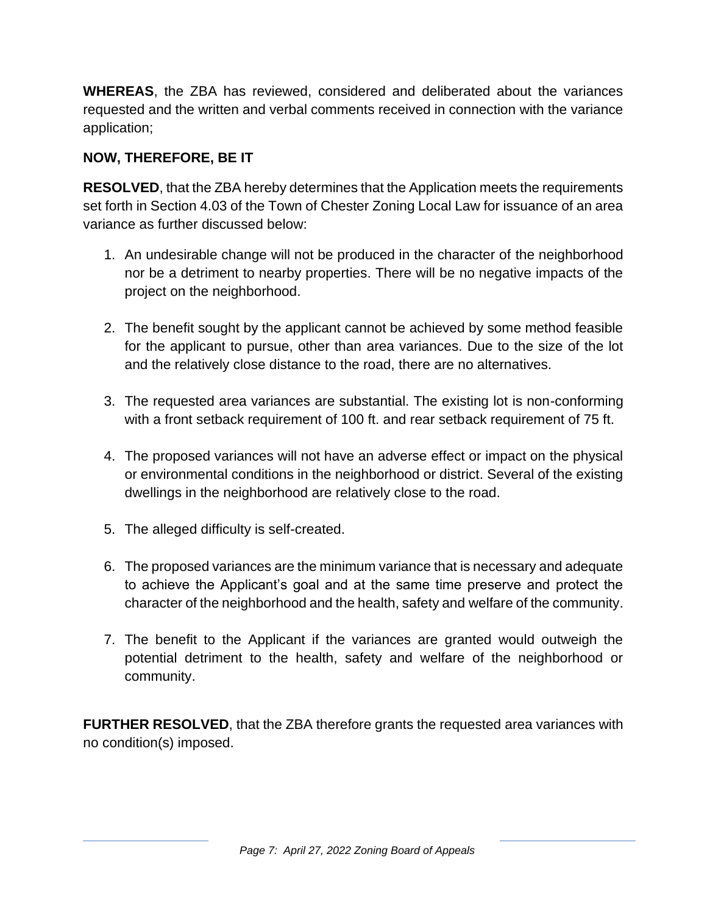**WHEREAS**, the ZBA has reviewed, considered and deliberated about the variances requested and the written and verbal comments received in connection with the variance application;

**NOW, THEREFORE, BE IT**

**RESOLVED**, that the ZBA hereby determines that the Application meets the requirements set forth in Section 4.03 of the Town of Chester Zoning Local Law for issuance of an area variance as further discussed below:

1. An undesirable change will not be produced in the character of the neighborhood nor be a detriment to nearby properties. There will be no negative impacts of the project on the neighborhood.

2. The benefit sought by the applicant cannot be achieved by some method feasible for the applicant to pursue, other than area variances. Due to the size of the lot and the relatively close distance to the road, there are no alternatives.

3. The requested area variances are substantial. The existing lot is non-conforming with a front setback requirement of 100 ft. and rear setback requirement of 75 ft.

4. The proposed variances will not have an adverse effect or impact on the physical or environmental conditions in the neighborhood or district. Several of the existing dwellings in the neighborhood are relatively close to the road.

5. The alleged difficulty is self-created.

6. The proposed variances are the minimum variance that is necessary and adequate to achieve the Applicant's goal and at the same time preserve and protect the character of the neighborhood and the health, safety and welfare of the community.

7. The benefit to the Applicant if the variances are granted would outweigh the potential detriment to the health, safety and welfare of the neighborhood or community.

**FURTHER RESOLVED**, that the ZBA therefore grants the requested area variances with no condition(s) imposed.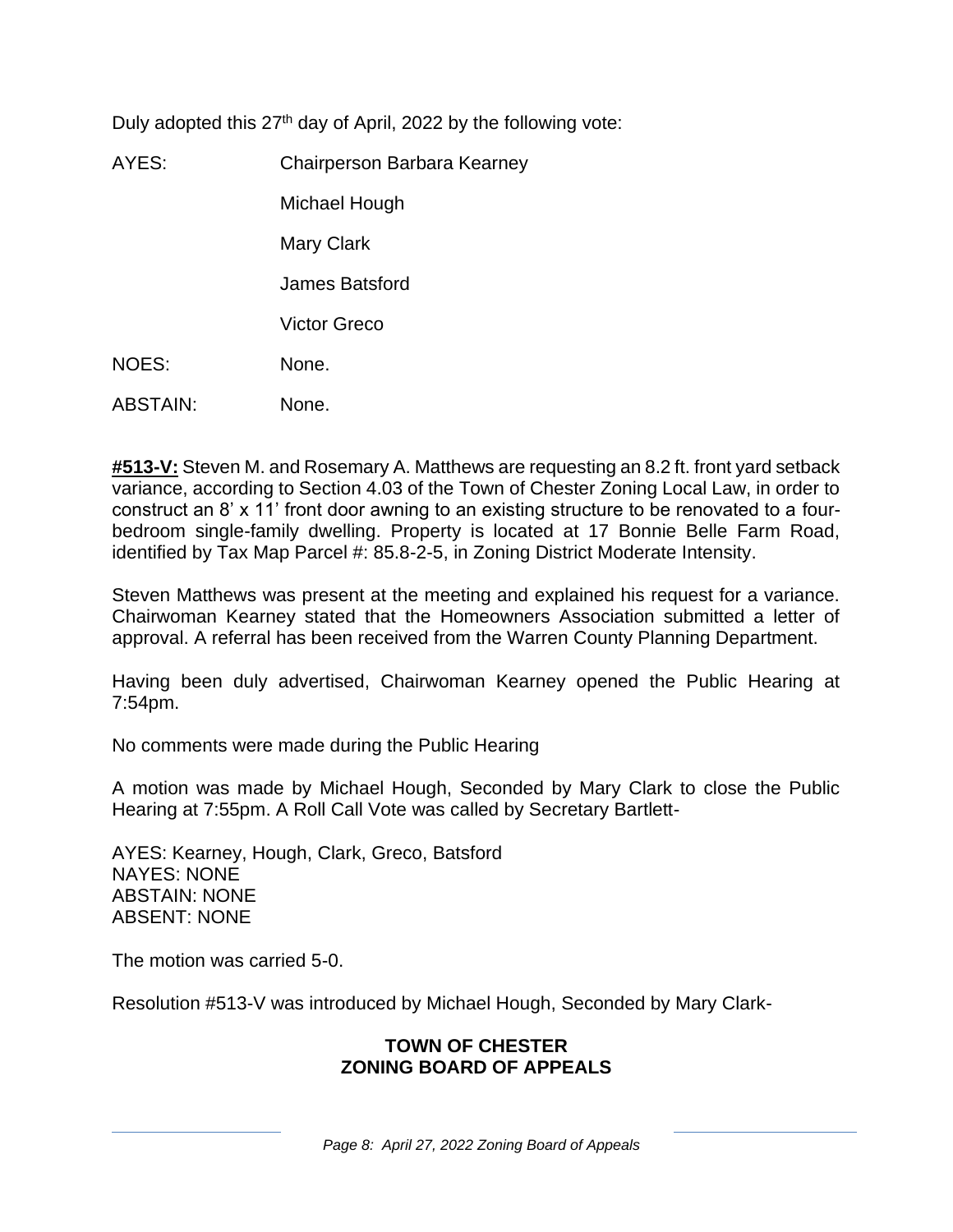Duly adopted this 27th day of April, 2022 by the following vote:

AYES: Chairperson Barbara Kearney

Michael Hough

Mary Clark

James Batsford

Victor Greco

NOES: None.

ABSTAIN: None.

**#513-V:** Steven M. and Rosemary A. Matthews are requesting an 8.2 ft. front yard setback variance, according to Section 4.03 of the Town of Chester Zoning Local Law, in order to construct an 8' x 11' front door awning to an existing structure to be renovated to a four-bedroom single-family dwelling. Property is located at 17 Bonnie Belle Farm Road, identified by Tax Map Parcel #: 85.8-2-5, in Zoning District Moderate Intensity.

Steven Matthews was present at the meeting and explained his request for a variance. Chairwoman Kearney stated that the Homeowners Association submitted a letter of approval. A referral has been received from the Warren County Planning Department.

Having been duly advertised, Chairwoman Kearney opened the Public Hearing at 7:54pm.

No comments were made during the Public Hearing

A motion was made by Michael Hough, Seconded by Mary Clark to close the Public Hearing at 7:55pm. A Roll Call Vote was called by Secretary Bartlett-

AYES: Kearney, Hough, Clark, Greco, Batsford
NAYES: NONE
ABSTAIN: NONE
ABSENT: NONE

The motion was carried 5-0.

Resolution #513-V was introduced by Michael Hough, Seconded by Mary Clark-

**TOWN OF CHESTER**
**ZONING BOARD OF APPEALS**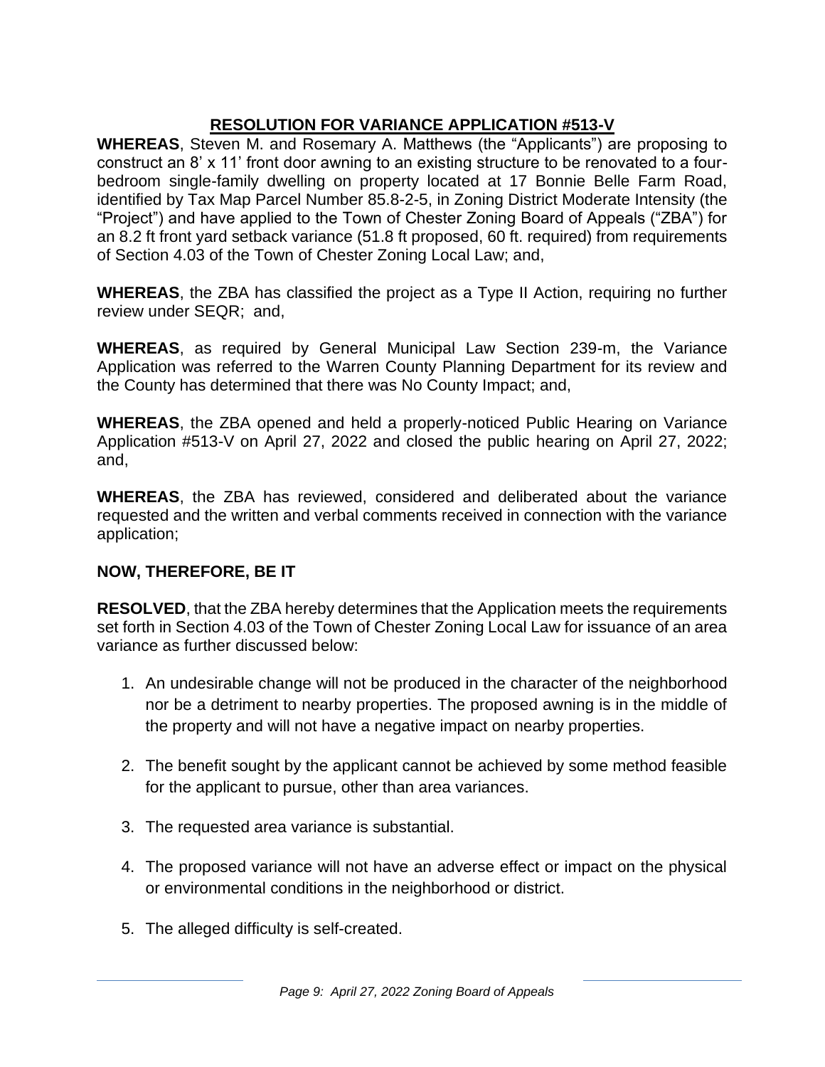## RESOLUTION FOR VARIANCE APPLICATION #513-V

**WHEREAS**, Steven M. and Rosemary A. Matthews (the "Applicants") are proposing to construct an 8' x 11' front door awning to an existing structure to be renovated to a four-bedroom single-family dwelling on property located at 17 Bonnie Belle Farm Road, identified by Tax Map Parcel Number 85.8-2-5, in Zoning District Moderate Intensity (the "Project") and have applied to the Town of Chester Zoning Board of Appeals ("ZBA") for an 8.2 ft front yard setback variance (51.8 ft proposed, 60 ft. required) from requirements of Section 4.03 of the Town of Chester Zoning Local Law; and,

**WHEREAS**, the ZBA has classified the project as a Type II Action, requiring no further review under SEQR; and,

**WHEREAS**, as required by General Municipal Law Section 239-m, the Variance Application was referred to the Warren County Planning Department for its review and the County has determined that there was No County Impact; and,

**WHEREAS**, the ZBA opened and held a properly-noticed Public Hearing on Variance Application #513-V on April 27, 2022 and closed the public hearing on April 27, 2022; and,

**WHEREAS**, the ZBA has reviewed, considered and deliberated about the variance requested and the written and verbal comments received in connection with the variance application;

**NOW, THEREFORE, BE IT**

**RESOLVED**, that the ZBA hereby determines that the Application meets the requirements set forth in Section 4.03 of the Town of Chester Zoning Local Law for issuance of an area variance as further discussed below:

1. An undesirable change will not be produced in the character of the neighborhood nor be a detriment to nearby properties. The proposed awning is in the middle of the property and will not have a negative impact on nearby properties.
2. The benefit sought by the applicant cannot be achieved by some method feasible for the applicant to pursue, other than area variances.
3. The requested area variance is substantial.
4. The proposed variance will not have an adverse effect or impact on the physical or environmental conditions in the neighborhood or district.
5. The alleged difficulty is self-created.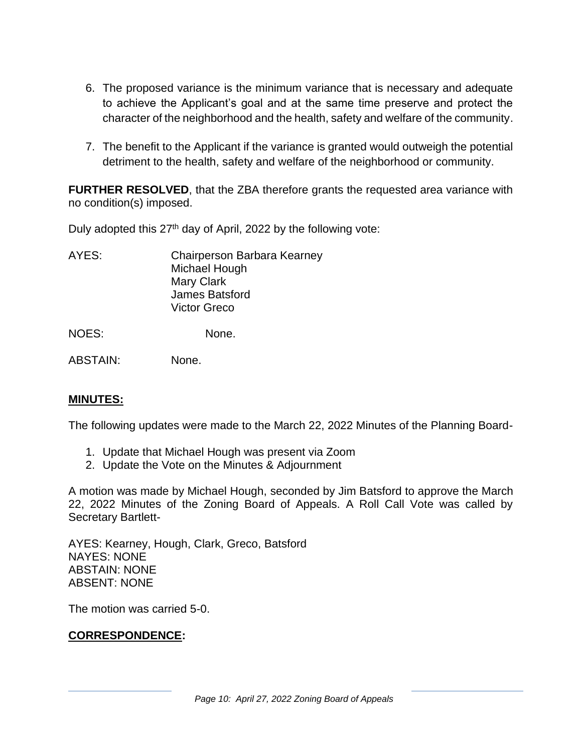6. The proposed variance is the minimum variance that is necessary and adequate to achieve the Applicant's goal and at the same time preserve and protect the character of the neighborhood and the health, safety and welfare of the community.

7. The benefit to the Applicant if the variance is granted would outweigh the potential detriment to the health, safety and welfare of the neighborhood or community.

**FURTHER RESOLVED**, that the ZBA therefore grants the requested area variance with no condition(s) imposed.

Duly adopted this 27th day of April, 2022 by the following vote:

AYES: Chairperson Barbara Kearney
Michael Hough
Mary Clark
James Batsford
Victor Greco

NOES: None.

ABSTAIN: None.

**MINUTES:**

The following updates were made to the March 22, 2022 Minutes of the Planning Board-

1. Update that Michael Hough was present via Zoom
2. Update the Vote on the Minutes & Adjournment

A motion was made by Michael Hough, seconded by Jim Batsford to approve the March 22, 2022 Minutes of the Zoning Board of Appeals. A Roll Call Vote was called by Secretary Bartlett-

AYES: Kearney, Hough, Clark, Greco, Batsford
NAYES: NONE
ABSTAIN: NONE
ABSENT: NONE

The motion was carried 5-0.

**CORRESPONDENCE:**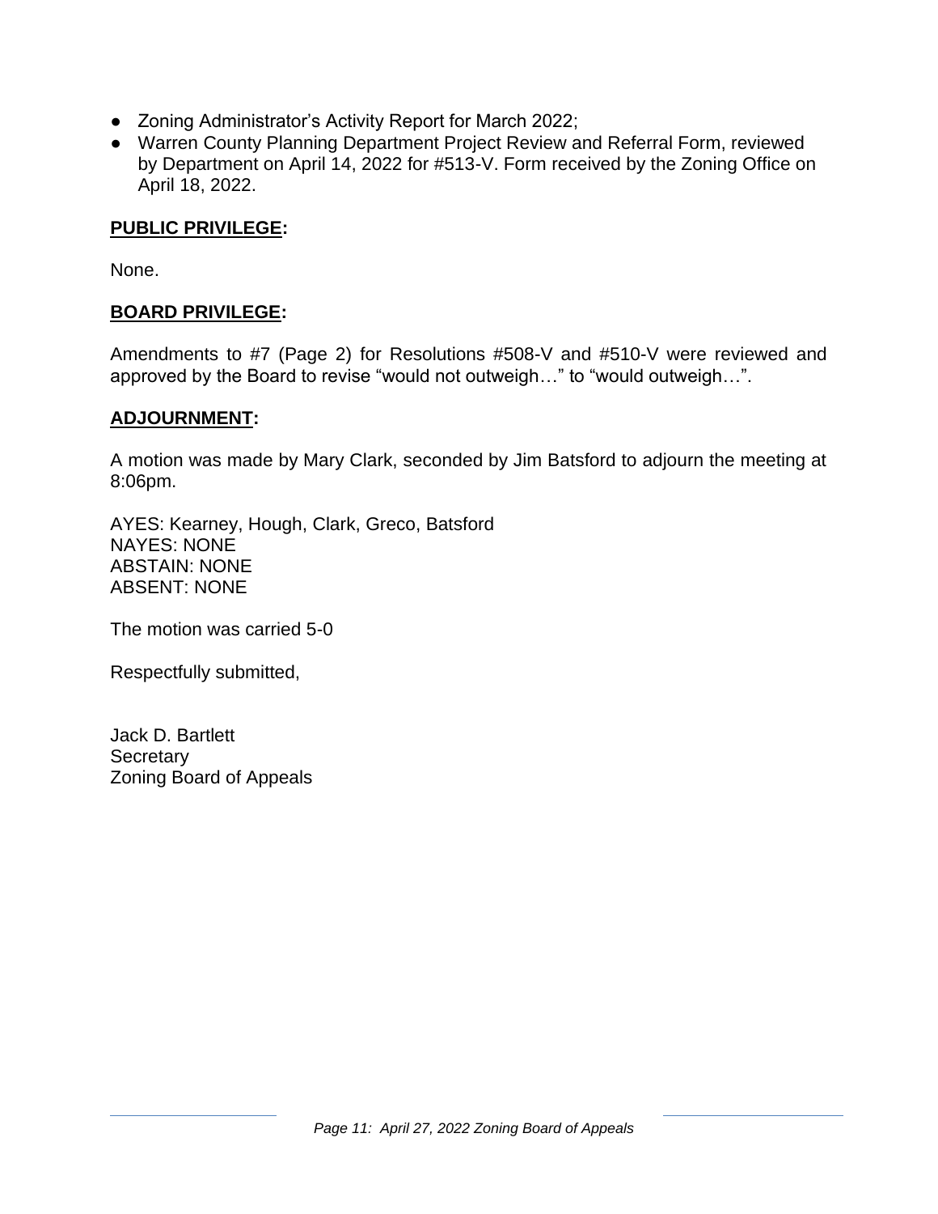- Zoning Administrator's Activity Report for March 2022;
- Warren County Planning Department Project Review and Referral Form, reviewed by Department on April 14, 2022 for #513-V. Form received by the Zoning Office on April 18, 2022.

**PUBLIC PRIVILEGE:**

None.

**BOARD PRIVILEGE:**

Amendments to #7 (Page 2) for Resolutions #508-V and #510-V were reviewed and approved by the Board to revise "would not outweigh…" to "would outweigh…".

**ADJOURNMENT:**

A motion was made by Mary Clark, seconded by Jim Batsford to adjourn the meeting at 8:06pm.

AYES: Kearney, Hough, Clark, Greco, Batsford
NAYES: NONE
ABSTAIN: NONE
ABSENT: NONE

The motion was carried 5-0

Respectfully submitted,

Jack D. Bartlett
Secretary
Zoning Board of Appeals